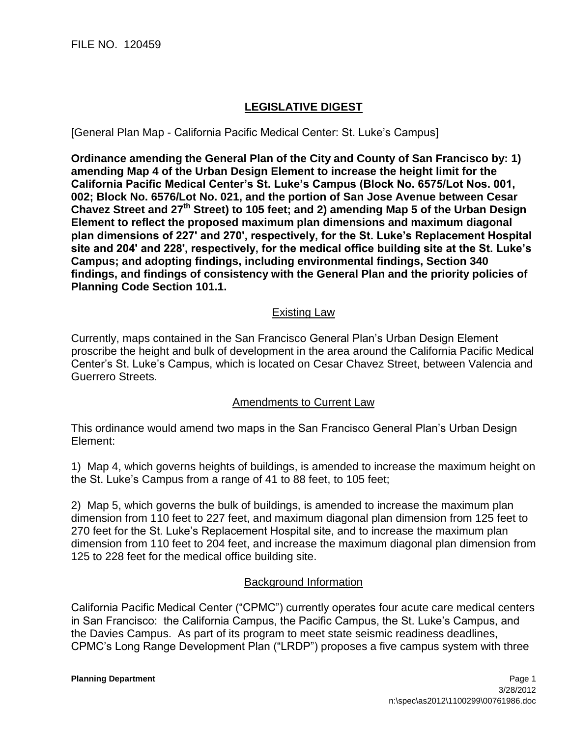FILE NO. 120459

# LEGISLATIVE DIGEST

[General Plan Map - California Pacific Medical Center: St. Luke's Campus]

**Ordinance amending the General Plan of the City and County of San Francisco by: 1) amending Map 4 of the Urban Design Element to increase the height limit for the California Pacific Medical Center's St. Luke's Campus (Block No. 6575/Lot Nos. 001, 002; Block No. 6576/Lot No. 021, and the portion of San Jose Avenue between Cesar Chavez Street and 27th Street) to 105 feet; and 2) amending Map 5 of the Urban Design Element to reflect the proposed maximum plan dimensions and maximum diagonal plan dimensions of 227' and 270', respectively, for the St. Luke's Replacement Hospital site and 204' and 228', respectively, for the medical office building site at the St. Luke's Campus; and adopting findings, including environmental findings, Section 340 findings, and findings of consistency with the General Plan and the priority policies of Planning Code Section 101.1.**

## Existing Law

Currently, maps contained in the San Francisco General Plan's Urban Design Element proscribe the height and bulk of development in the area around the California Pacific Medical Center's St. Luke's Campus, which is located on Cesar Chavez Street, between Valencia and Guerrero Streets.

## Amendments to Current Law

This ordinance would amend two maps in the San Francisco General Plan's Urban Design Element:

1) Map 4, which governs heights of buildings, is amended to increase the maximum height on the St. Luke's Campus from a range of 41 to 88 feet, to 105 feet;

2) Map 5, which governs the bulk of buildings, is amended to increase the maximum plan dimension from 110 feet to 227 feet, and maximum diagonal plan dimension from 125 feet to 270 feet for the St. Luke's Replacement Hospital site, and to increase the maximum plan dimension from 110 feet to 204 feet, and increase the maximum diagonal plan dimension from 125 to 228 feet for the medical office building site.

## Background Information

California Pacific Medical Center ("CPMC") currently operates four acute care medical centers in San Francisco: the California Campus, the Pacific Campus, the St. Luke's Campus, and the Davies Campus. As part of its program to meet state seismic readiness deadlines, CPMC's Long Range Development Plan ("LRDP") proposes a five campus system with three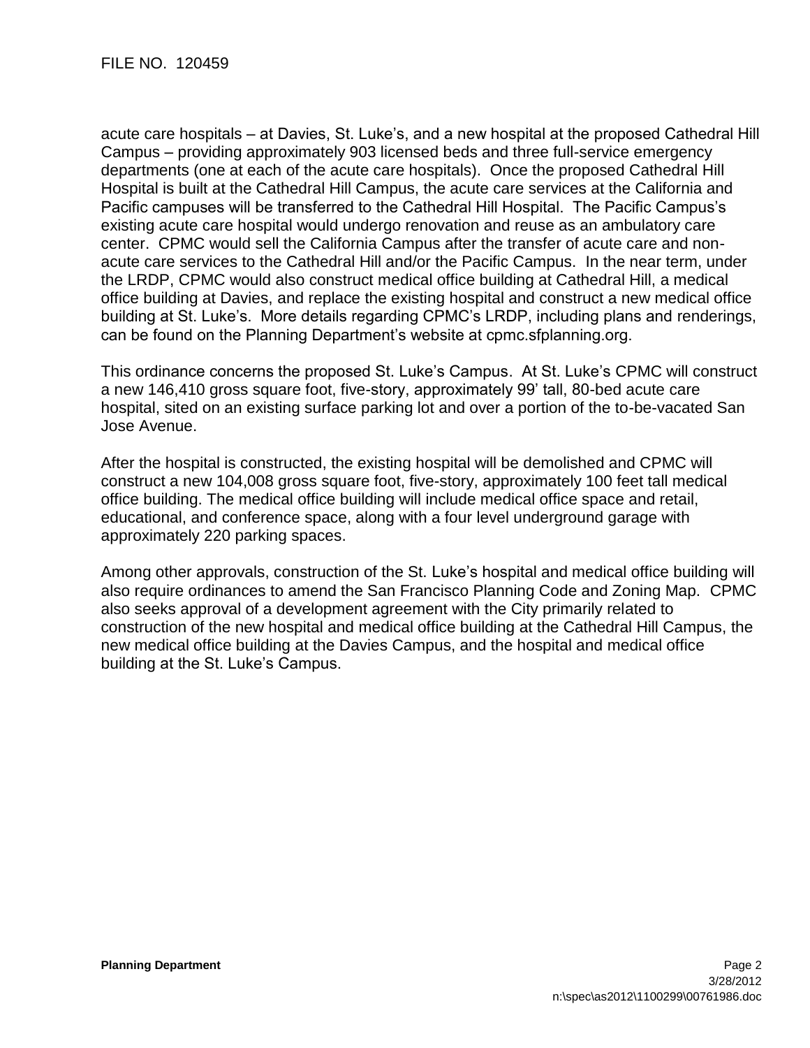acute care hospitals – at Davies, St. Luke's, and a new hospital at the proposed Cathedral Hill Campus – providing approximately 903 licensed beds and three full-service emergency departments (one at each of the acute care hospitals). Once the proposed Cathedral Hill Hospital is built at the Cathedral Hill Campus, the acute care services at the California and Pacific campuses will be transferred to the Cathedral Hill Hospital. The Pacific Campus's existing acute care hospital would undergo renovation and reuse as an ambulatory care center. CPMC would sell the California Campus after the transfer of acute care and non-acute care services to the Cathedral Hill and/or the Pacific Campus. In the near term, under the LRDP, CPMC would also construct medical office building at Cathedral Hill, a medical office building at Davies, and replace the existing hospital and construct a new medical office building at St. Luke's. More details regarding CPMC's LRDP, including plans and renderings, can be found on the Planning Department's website at cpmc.sfplanning.org.

This ordinance concerns the proposed St. Luke's Campus. At St. Luke's CPMC will construct a new 146,410 gross square foot, five-story, approximately 99' tall, 80-bed acute care hospital, sited on an existing surface parking lot and over a portion of the to-be-vacated San Jose Avenue.

After the hospital is constructed, the existing hospital will be demolished and CPMC will construct a new 104,008 gross square foot, five-story, approximately 100 feet tall medical office building. The medical office building will include medical office space and retail, educational, and conference space, along with a four level underground garage with approximately 220 parking spaces.

Among other approvals, construction of the St. Luke's hospital and medical office building will also require ordinances to amend the San Francisco Planning Code and Zoning Map. CPMC also seeks approval of a development agreement with the City primarily related to construction of the new hospital and medical office building at the Cathedral Hill Campus, the new medical office building at the Davies Campus, and the hospital and medical office building at the St. Luke's Campus.